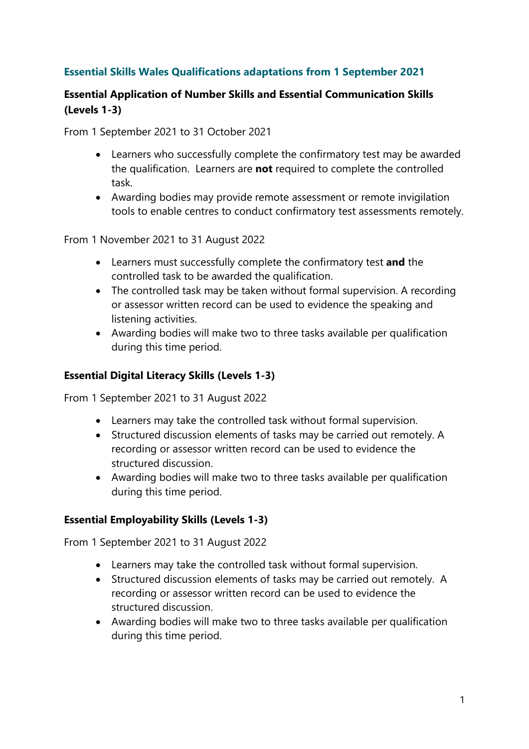## Essential Skills Wales Qualifications adaptations from 1 September 2021

### Essential Application of Number Skills and Essential Communication Skills (Levels 1-3)

From 1 September 2021 to 31 October 2021

- Learners who successfully complete the confirmatory test may be awarded the qualification. Learners are **not** required to complete the controlled task.
- Awarding bodies may provide remote assessment or remote invigilation tools to enable centres to conduct confirmatory test assessments remotely.

From 1 November 2021 to 31 August 2022

- Learners must successfully complete the confirmatory test **and** the controlled task to be awarded the qualification.
- The controlled task may be taken without formal supervision. A recording or assessor written record can be used to evidence the speaking and listening activities.
- Awarding bodies will make two to three tasks available per qualification during this time period.

### Essential Digital Literacy Skills (Levels 1-3)

From 1 September 2021 to 31 August 2022

- Learners may take the controlled task without formal supervision.
- Structured discussion elements of tasks may be carried out remotely. A recording or assessor written record can be used to evidence the structured discussion.
- Awarding bodies will make two to three tasks available per qualification during this time period.

### Essential Employability Skills (Levels 1-3)

From 1 September 2021 to 31 August 2022

- Learners may take the controlled task without formal supervision.
- Structured discussion elements of tasks may be carried out remotely. A recording or assessor written record can be used to evidence the structured discussion.
- Awarding bodies will make two to three tasks available per qualification during this time period.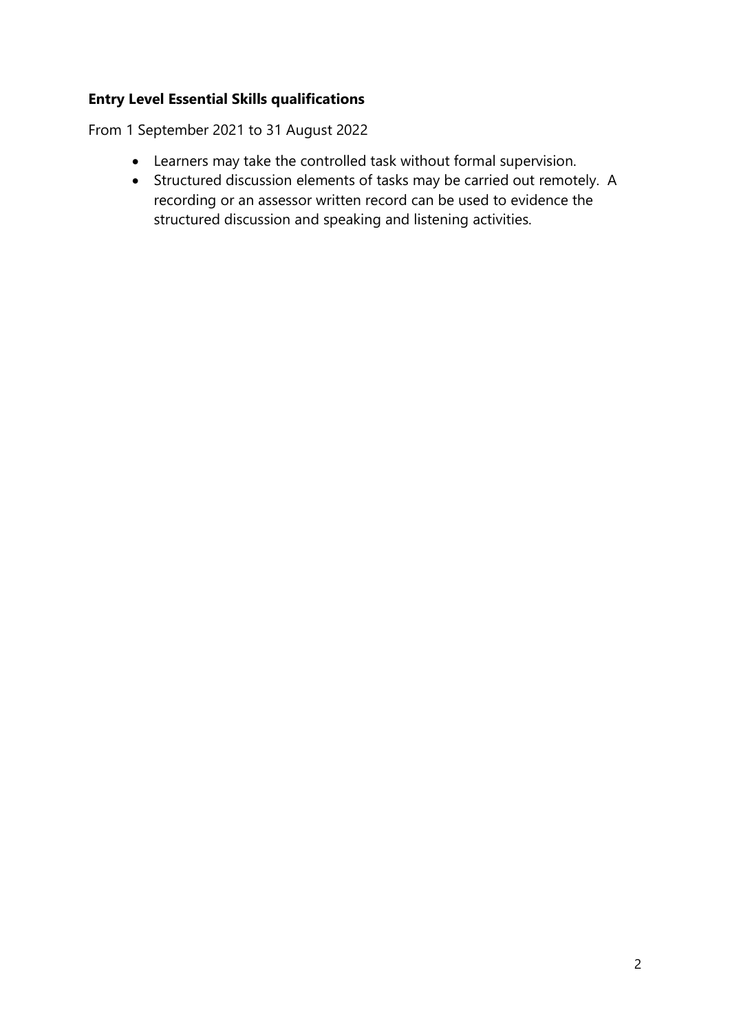**Entry Level Essential Skills qualifications**

From 1 September 2021 to 31 August 2022

- Learners may take the controlled task without formal supervision.
- Structured discussion elements of tasks may be carried out remotely. A recording or an assessor written record can be used to evidence the structured discussion and speaking and listening activities.